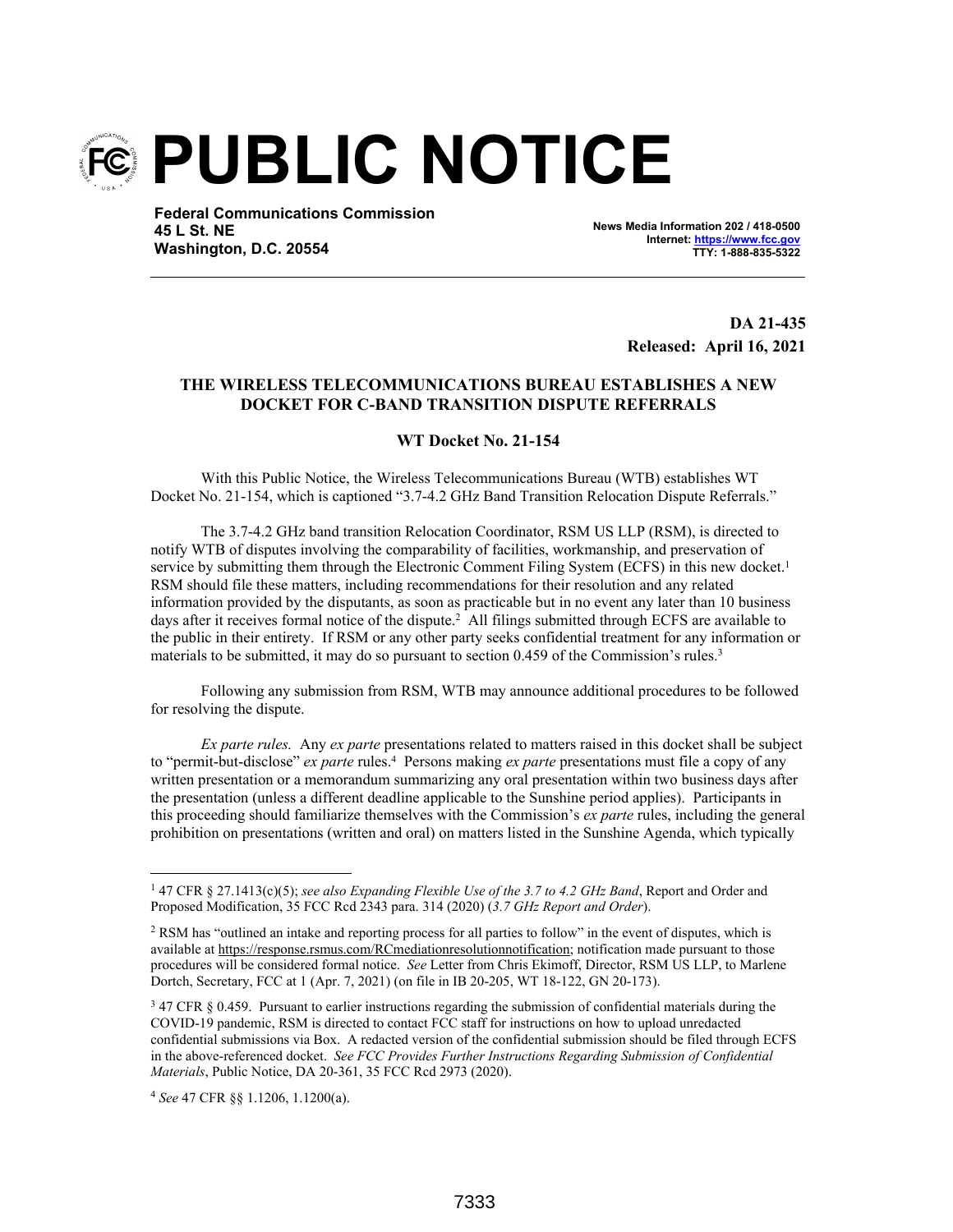# PUBLIC NOTICE

**Federal Communications Commission**
**45 L St. NE**
**Washington, D.C. 20554**

**News Media Information 202 / 418-0500**
**Internet: https://www.fcc.gov**
**TTY: 1-888-835-5322**

**DA 21-435**
**Released: April 16, 2021**

**THE WIRELESS TELECOMMUNICATIONS BUREAU ESTABLISHES A NEW DOCKET FOR C-BAND TRANSITION DISPUTE REFERRALS**

**WT Docket No. 21-154**

With this Public Notice, the Wireless Telecommunications Bureau (WTB) establishes WT Docket No. 21-154, which is captioned "3.7-4.2 GHz Band Transition Relocation Dispute Referrals."

The 3.7-4.2 GHz band transition Relocation Coordinator, RSM US LLP (RSM), is directed to notify WTB of disputes involving the comparability of facilities, workmanship, and preservation of service by submitting them through the Electronic Comment Filing System (ECFS) in this new docket.[1] RSM should file these matters, including recommendations for their resolution and any related information provided by the disputants, as soon as practicable but in no event any later than 10 business days after it receives formal notice of the dispute.[2] All filings submitted through ECFS are available to the public in their entirety. If RSM or any other party seeks confidential treatment for any information or materials to be submitted, it may do so pursuant to section 0.459 of the Commission's rules.[3]

Following any submission from RSM, WTB may announce additional procedures to be followed for resolving the dispute.

*Ex parte rules.* Any *ex parte* presentations related to matters raised in this docket shall be subject to "permit-but-disclose" *ex parte* rules.[4] Persons making *ex parte* presentations must file a copy of any written presentation or a memorandum summarizing any oral presentation within two business days after the presentation (unless a different deadline applicable to the Sunshine period applies). Participants in this proceeding should familiarize themselves with the Commission's *ex parte* rules, including the general prohibition on presentations (written and oral) on matters listed in the Sunshine Agenda, which typically

---

[1] 47 CFR § 27.1413(c)(5); *see also Expanding Flexible Use of the 3.7 to 4.2 GHz Band*, Report and Order and Proposed Modification, 35 FCC Rcd 2343 para. 314 (2020) (*3.7 GHz Report and Order*).

[2] RSM has "outlined an intake and reporting process for all parties to follow" in the event of disputes, which is available at https://response.rsmus.com/RCmediationresolutionnotification; notification made pursuant to those procedures will be considered formal notice. *See* Letter from Chris Ekimoff, Director, RSM US LLP, to Marlene Dortch, Secretary, FCC at 1 (Apr. 7, 2021) (on file in IB 20-205, WT 18-122, GN 20-173).

[3] 47 CFR § 0.459. Pursuant to earlier instructions regarding the submission of confidential materials during the COVID-19 pandemic, RSM is directed to contact FCC staff for instructions on how to upload unredacted confidential submissions via Box. A redacted version of the confidential submission should be filed through ECFS in the above-referenced docket. *See FCC Provides Further Instructions Regarding Submission of Confidential Materials*, Public Notice, DA 20-361, 35 FCC Rcd 2973 (2020).

[4] *See* 47 CFR §§ 1.1206, 1.1200(a).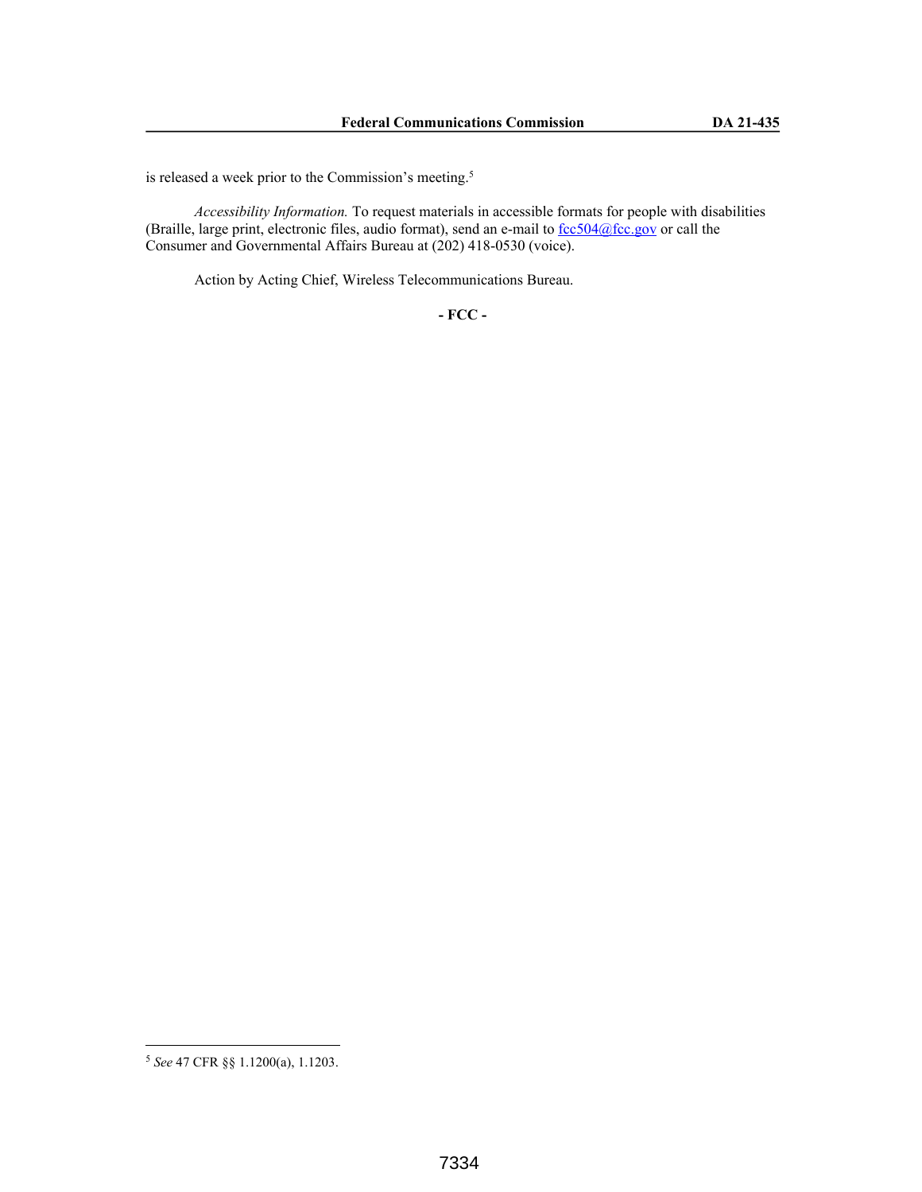is released a week prior to the Commission's meeting.[5]

*Accessibility Information.* To request materials in accessible formats for people with disabilities (Braille, large print, electronic files, audio format), send an e-mail to fcc504@fcc.gov or call the Consumer and Governmental Affairs Bureau at (202) 418-0530 (voice).

Action by Acting Chief, Wireless Telecommunications Bureau.

**- FCC -**

---

[5] *See* 47 CFR §§ 1.1200(a), 1.1203.